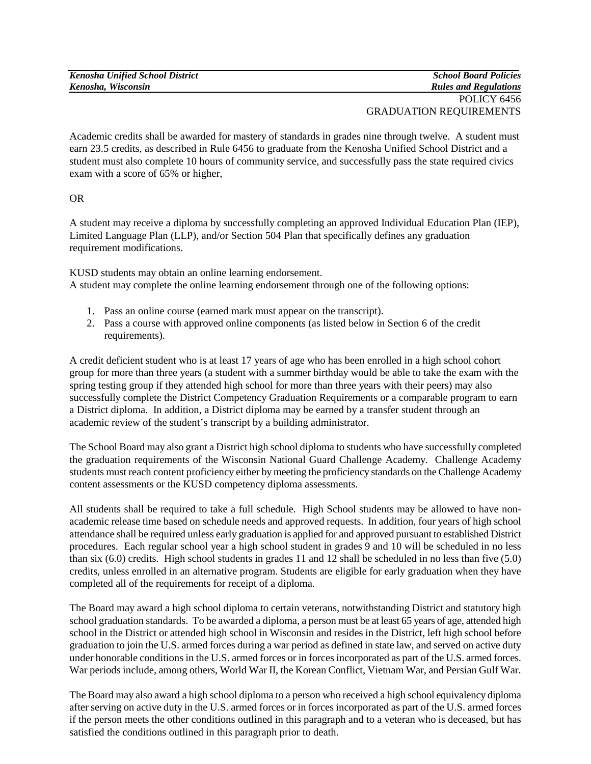POLICY 6456
GRADUATION REQUIREMENTS

Academic credits shall be awarded for mastery of standards in grades nine through twelve. A student must earn 23.5 credits, as described in Rule 6456 to graduate from the Kenosha Unified School District and a student must also complete 10 hours of community service, and successfully pass the state required civics exam with a score of 65% or higher,

OR

A student may receive a diploma by successfully completing an approved Individual Education Plan (IEP), Limited Language Plan (LLP), and/or Section 504 Plan that specifically defines any graduation requirement modifications.

KUSD students may obtain an online learning endorsement.
A student may complete the online learning endorsement through one of the following options:

1. Pass an online course (earned mark must appear on the transcript).
2. Pass a course with approved online components (as listed below in Section 6 of the credit requirements).

A credit deficient student who is at least 17 years of age who has been enrolled in a high school cohort group for more than three years (a student with a summer birthday would be able to take the exam with the spring testing group if they attended high school for more than three years with their peers) may also successfully complete the District Competency Graduation Requirements or a comparable program to earn a District diploma. In addition, a District diploma may be earned by a transfer student through an academic review of the student's transcript by a building administrator.

The School Board may also grant a District high school diploma to students who have successfully completed the graduation requirements of the Wisconsin National Guard Challenge Academy. Challenge Academy students must reach content proficiency either by meeting the proficiency standards on the Challenge Academy content assessments or the KUSD competency diploma assessments.

All students shall be required to take a full schedule. High School students may be allowed to have non-academic release time based on schedule needs and approved requests. In addition, four years of high school attendance shall be required unless early graduation is applied for and approved pursuant to established District procedures. Each regular school year a high school student in grades 9 and 10 will be scheduled in no less than six (6.0) credits. High school students in grades 11 and 12 shall be scheduled in no less than five (5.0) credits, unless enrolled in an alternative program. Students are eligible for early graduation when they have completed all of the requirements for receipt of a diploma.

The Board may award a high school diploma to certain veterans, notwithstanding District and statutory high school graduation standards. To be awarded a diploma, a person must be at least 65 years of age, attended high school in the District or attended high school in Wisconsin and resides in the District, left high school before graduation to join the U.S. armed forces during a war period as defined in state law, and served on active duty under honorable conditions in the U.S. armed forces or in forces incorporated as part of the U.S. armed forces. War periods include, among others, World War II, the Korean Conflict, Vietnam War, and Persian Gulf War.

The Board may also award a high school diploma to a person who received a high school equivalency diploma after serving on active duty in the U.S. armed forces or in forces incorporated as part of the U.S. armed forces if the person meets the other conditions outlined in this paragraph and to a veteran who is deceased, but has satisfied the conditions outlined in this paragraph prior to death.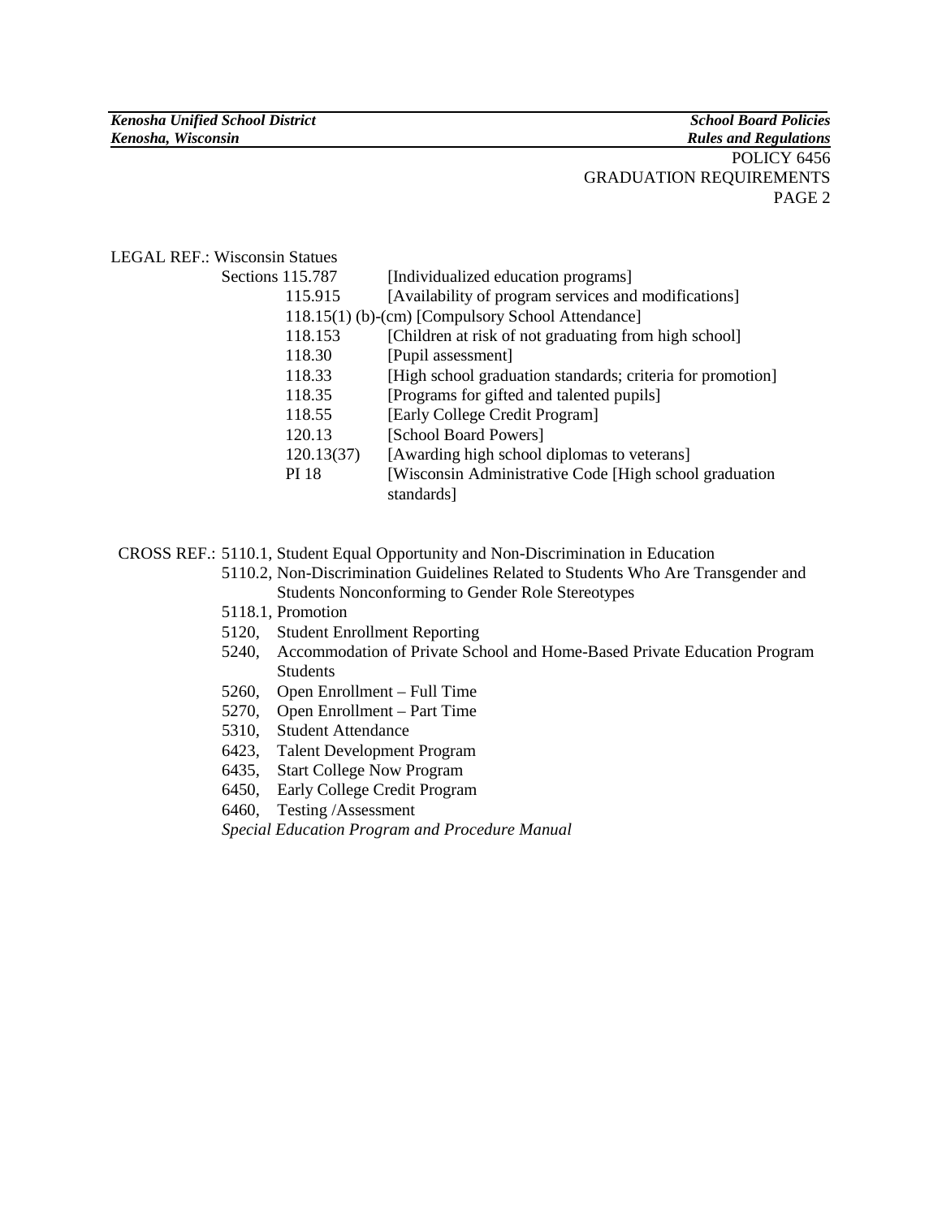LEGAL REF.: Wisconsin Statues

| | |
|---|---|
| Sections 115.787 | [Individualized education programs] |
| 115.915 | [Availability of program services and modifications] |
| 118.15(1) (b)-(cm) | [Compulsory School Attendance] |
| 118.153 | [Children at risk of not graduating from high school] |
| 118.30 | [Pupil assessment] |
| 118.33 | [High school graduation standards; criteria for promotion] |
| 118.35 | [Programs for gifted and talented pupils] |
| 118.55 | [Early College Credit Program] |
| 120.13 | [School Board Powers] |
| 120.13(37) | [Awarding high school diplomas to veterans] |
| PI 18 | [Wisconsin Administrative Code [High school graduation standards] |

CROSS REF.:
- 5110.1, Student Equal Opportunity and Non-Discrimination in Education
- 5110.2, Non-Discrimination Guidelines Related to Students Who Are Transgender and Students Nonconforming to Gender Role Stereotypes
- 5118.1, Promotion
- 5120, Student Enrollment Reporting
- 5240, Accommodation of Private School and Home-Based Private Education Program Students
- 5260, Open Enrollment – Full Time
- 5270, Open Enrollment – Part Time
- 5310, Student Attendance
- 6423, Talent Development Program
- 6435, Start College Now Program
- 6450, Early College Credit Program
- 6460, Testing /Assessment
- *Special Education Program and Procedure Manual*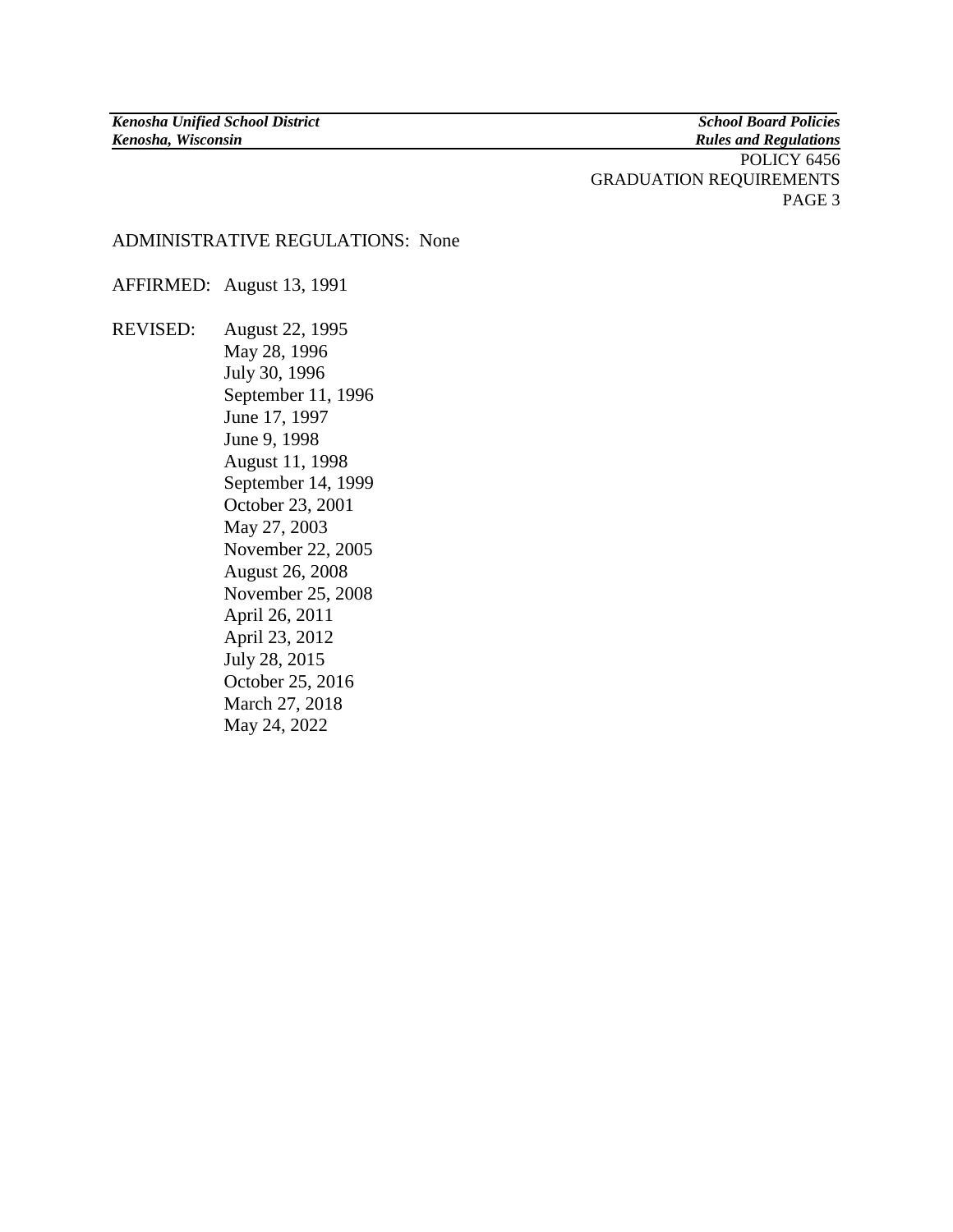ADMINISTRATIVE REGULATIONS: None

AFFIRMED: August 13, 1991

REVISED: August 22, 1995
May 28, 1996
July 30, 1996
September 11, 1996
June 17, 1997
June 9, 1998
August 11, 1998
September 14, 1999
October 23, 2001
May 27, 2003
November 22, 2005
August 26, 2008
November 25, 2008
April 26, 2011
April 23, 2012
July 28, 2015
October 25, 2016
March 27, 2018
May 24, 2022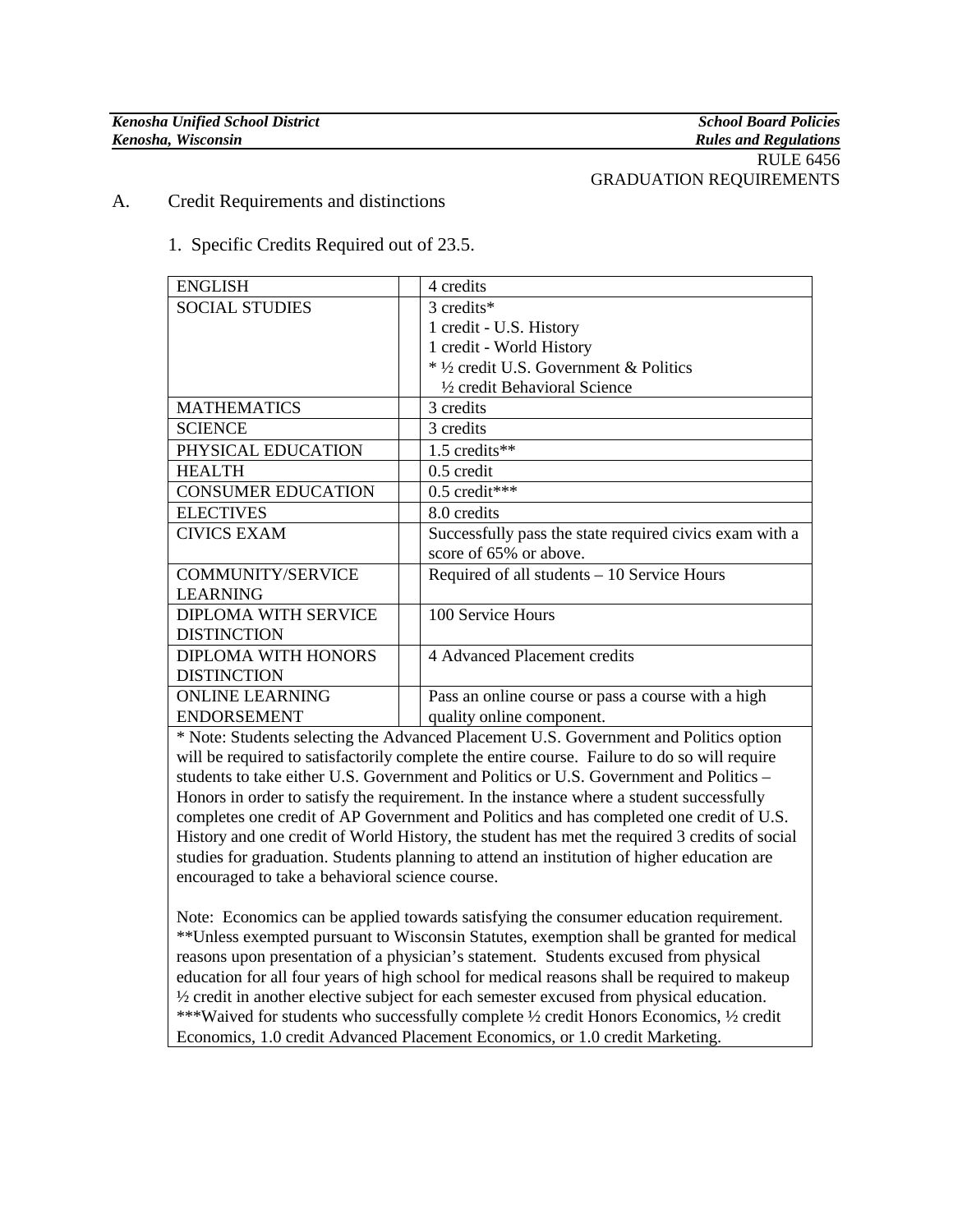RULE 6456
GRADUATION REQUIREMENTS

A. Credit Requirements and distinctions

1. Specific Credits Required out of 23.5.

| | | |
|---|---|---|
| ENGLISH | | 4 credits |
| SOCIAL STUDIES | | 3 credits*<br>1 credit - U.S. History<br>1 credit - World History<br>* ½ credit U.S. Government & Politics<br>½ credit Behavioral Science |
| MATHEMATICS | | 3 credits |
| SCIENCE | | 3 credits |
| PHYSICAL EDUCATION | | 1.5 credits** |
| HEALTH | | 0.5 credit |
| CONSUMER EDUCATION | | 0.5 credit*** |
| ELECTIVES | | 8.0 credits |
| CIVICS EXAM | | Successfully pass the state required civics exam with a score of 65% or above. |
| COMMUNITY/SERVICE LEARNING | | Required of all students – 10 Service Hours |
| DIPLOMA WITH SERVICE DISTINCTION | | 100 Service Hours |
| DIPLOMA WITH HONORS DISTINCTION | | 4 Advanced Placement credits |
| ONLINE LEARNING ENDORSEMENT | | Pass an online course or pass a course with a high quality online component. |

* Note: Students selecting the Advanced Placement U.S. Government and Politics option will be required to satisfactorily complete the entire course. Failure to do so will require students to take either U.S. Government and Politics or U.S. Government and Politics – Honors in order to satisfy the requirement. In the instance where a student successfully completes one credit of AP Government and Politics and has completed one credit of U.S. History and one credit of World History, the student has met the required 3 credits of social studies for graduation. Students planning to attend an institution of higher education are encouraged to take a behavioral science course.

Note: Economics can be applied towards satisfying the consumer education requirement.
**Unless exempted pursuant to Wisconsin Statutes, exemption shall be granted for medical reasons upon presentation of a physician's statement. Students excused from physical education for all four years of high school for medical reasons shall be required to makeup ½ credit in another elective subject for each semester excused from physical education.
***Waived for students who successfully complete ½ credit Honors Economics, ½ credit Economics, 1.0 credit Advanced Placement Economics, or 1.0 credit Marketing.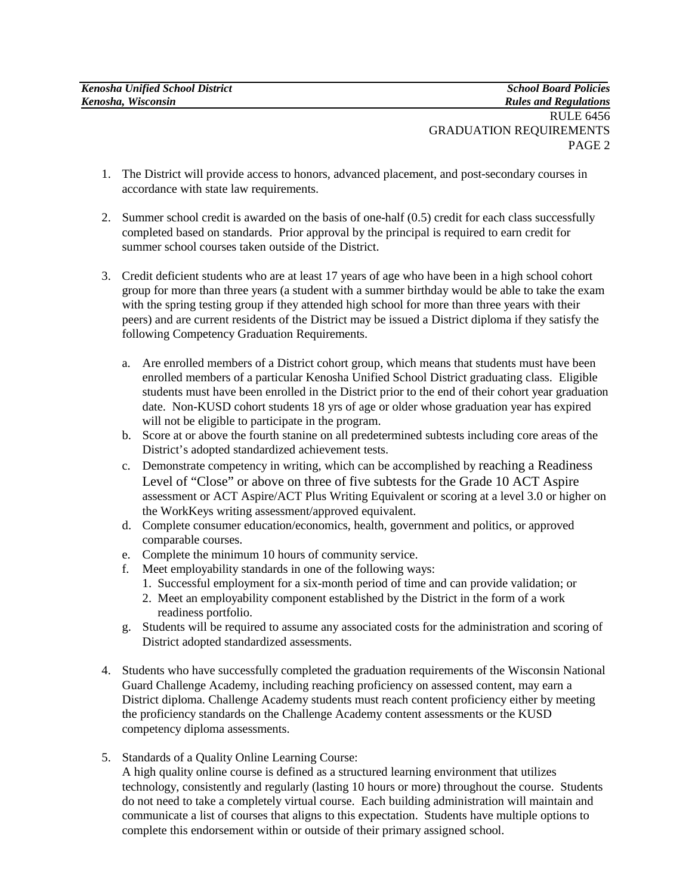1. The District will provide access to honors, advanced placement, and post-secondary courses in accordance with state law requirements.

2. Summer school credit is awarded on the basis of one-half (0.5) credit for each class successfully completed based on standards. Prior approval by the principal is required to earn credit for summer school courses taken outside of the District.

3. Credit deficient students who are at least 17 years of age who have been in a high school cohort group for more than three years (a student with a summer birthday would be able to take the exam with the spring testing group if they attended high school for more than three years with their peers) and are current residents of the District may be issued a District diploma if they satisfy the following Competency Graduation Requirements.

   a. Are enrolled members of a District cohort group, which means that students must have been enrolled members of a particular Kenosha Unified School District graduating class. Eligible students must have been enrolled in the District prior to the end of their cohort year graduation date. Non-KUSD cohort students 18 yrs of age or older whose graduation year has expired will not be eligible to participate in the program.
   b. Score at or above the fourth stanine on all predetermined subtests including core areas of the District's adopted standardized achievement tests.
   c. Demonstrate competency in writing, which can be accomplished by reaching a Readiness Level of "Close" or above on three of five subtests for the Grade 10 ACT Aspire assessment or ACT Aspire/ACT Plus Writing Equivalent or scoring at a level 3.0 or higher on the WorkKeys writing assessment/approved equivalent.
   d. Complete consumer education/economics, health, government and politics, or approved comparable courses.
   e. Complete the minimum 10 hours of community service.
   f. Meet employability standards in one of the following ways:
      1. Successful employment for a six-month period of time and can provide validation; or
      2. Meet an employability component established by the District in the form of a work readiness portfolio.
   g. Students will be required to assume any associated costs for the administration and scoring of District adopted standardized assessments.

4. Students who have successfully completed the graduation requirements of the Wisconsin National Guard Challenge Academy, including reaching proficiency on assessed content, may earn a District diploma. Challenge Academy students must reach content proficiency either by meeting the proficiency standards on the Challenge Academy content assessments or the KUSD competency diploma assessments.

5. Standards of a Quality Online Learning Course:
   A high quality online course is defined as a structured learning environment that utilizes technology, consistently and regularly (lasting 10 hours or more) throughout the course. Students do not need to take a completely virtual course. Each building administration will maintain and communicate a list of courses that aligns to this expectation. Students have multiple options to complete this endorsement within or outside of their primary assigned school.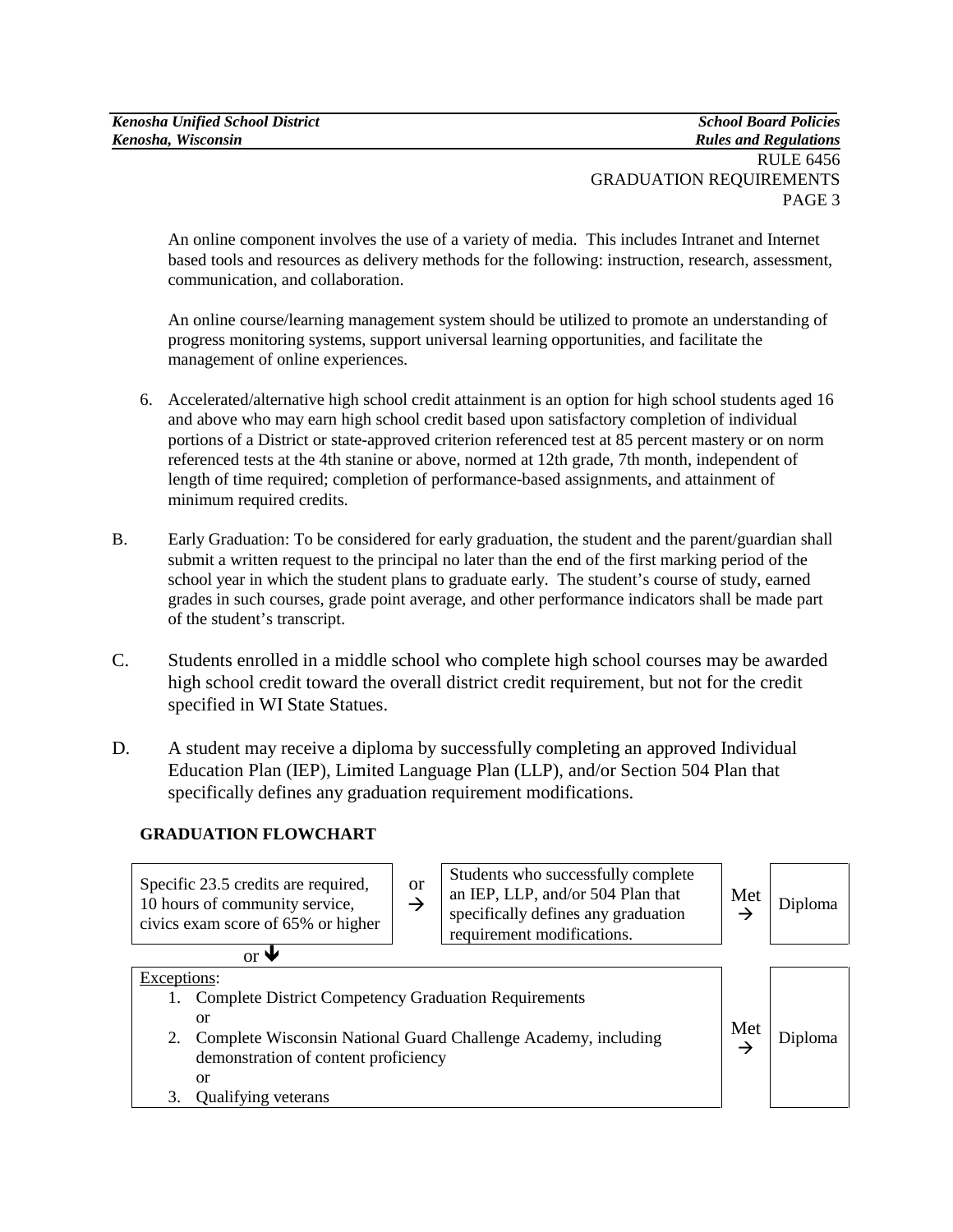An online component involves the use of a variety of media. This includes Intranet and Internet based tools and resources as delivery methods for the following: instruction, research, assessment, communication, and collaboration.

An online course/learning management system should be utilized to promote an understanding of progress monitoring systems, support universal learning opportunities, and facilitate the management of online experiences.

6. Accelerated/alternative high school credit attainment is an option for high school students aged 16 and above who may earn high school credit based upon satisfactory completion of individual portions of a District or state-approved criterion referenced test at 85 percent mastery or on norm referenced tests at the 4th stanine or above, normed at 12th grade, 7th month, independent of length of time required; completion of performance-based assignments, and attainment of minimum required credits.

B. Early Graduation: To be considered for early graduation, the student and the parent/guardian shall submit a written request to the principal no later than the end of the first marking period of the school year in which the student plans to graduate early. The student's course of study, earned grades in such courses, grade point average, and other performance indicators shall be made part of the student's transcript.

C. Students enrolled in a middle school who complete high school courses may be awarded high school credit toward the overall district credit requirement, but not for the credit specified in WI State Statues.

D. A student may receive a diploma by successfully completing an approved Individual Education Plan (IEP), Limited Language Plan (LLP), and/or Section 504 Plan that specifically defines any graduation requirement modifications.

**GRADUATION FLOWCHART**

Specific 23.5 credits are required, 10 hours of community service, civics exam score of 65% or higher

or →

Students who successfully complete an IEP, LLP, and/or 504 Plan that specifically defines any graduation requirement modifications.

Met →

Diploma

or ↓

Exceptions:

1. Complete District Competency Graduation Requirements

   or

2. Complete Wisconsin National Guard Challenge Academy, including demonstration of content proficiency

   or

3. Qualifying veterans

Met →

Diploma